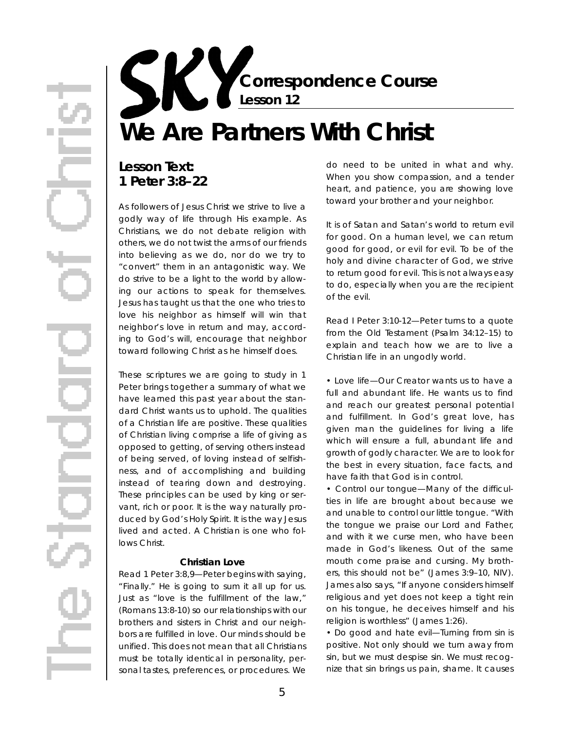# SKY Correspondence Course

**Lesson 12**

# We Are Partners With Christ

## Lesson Text:
## 1 Peter 3:8–22

As followers of Jesus Christ we strive to live a godly way of life through His example. As Christians, we do not debate religion with others, we do not twist the arms of our friends into believing as we do, nor do we try to "convert" them in an antagonistic way. We do strive to be a light to the world by allowing our actions to speak for themselves. Jesus has taught us that the one who tries to love his neighbor as himself will win that neighbor's love in return and may, according to God's will, encourage that neighbor toward following Christ as he himself does.

These scriptures we are going to study in 1 Peter brings together a summary of what we have learned this past year about the standard Christ wants us to uphold. The qualities of a Christian life are positive. These qualities of Christian living comprise a life of giving as opposed to getting, of serving others instead of being served, of loving instead of selfishness, and of accomplishing and building instead of tearing down and destroying. These principles can be used by king or servant, rich or poor. It is the way naturally produced by God's Holy Spirit. It is the way Jesus lived and acted. A Christian is one who follows Christ.

### Christian Love

Read 1 Peter 3:8,9—Peter begins with saying, "Finally." He is going to sum it all up for us. Just as "love is the fulfillment of the law," (Romans 13:8-10) so our relationships with our brothers and sisters in Christ and our neighbors are fulfilled in love. Our minds should be unified. This does not mean that all Christians must be totally identical in personality, personal tastes, preferences, or procedures. We do need to be united in what and why. When you show compassion, and a tender heart, and patience, you are showing love toward your brother and your neighbor.

It is of Satan and Satan's world to return evil for good. On a human level, we can return good for good, or evil for evil. To be of the holy and divine character of God, we strive to return good for evil. This is not always easy to do, especially when you are the recipient of the evil.

Read I Peter 3:10-12—Peter turns to a quote from the Old Testament (Psalm 34:12–15) to explain and teach how we are to live a Christian life in an ungodly world.

- Love life—Our Creator wants us to have a full and abundant life. He wants us to find and reach our greatest personal potential and fulfillment. In God's great love, has given man the guidelines for living a life which will ensure a full, abundant life and growth of godly character. We are to look for the best in every situation, face facts, and have faith that God is in control.
- Control our tongue—Many of the difficulties in life are brought about because we and unable to control our little tongue. "With the tongue we praise our Lord and Father, and with it we curse men, who have been made in God's likeness. Out of the same mouth come praise and cursing. My brothers, this should not be" (James 3:9–10, NIV). James also says, "If anyone considers himself religious and yet does not keep a tight rein on his tongue, he deceives himself and his religion is worthless" (James 1:26).
- Do good and hate evil—Turning from sin is positive. Not only should we turn away from sin, but we must despise sin. We must recognize that sin brings us pain, shame. It causes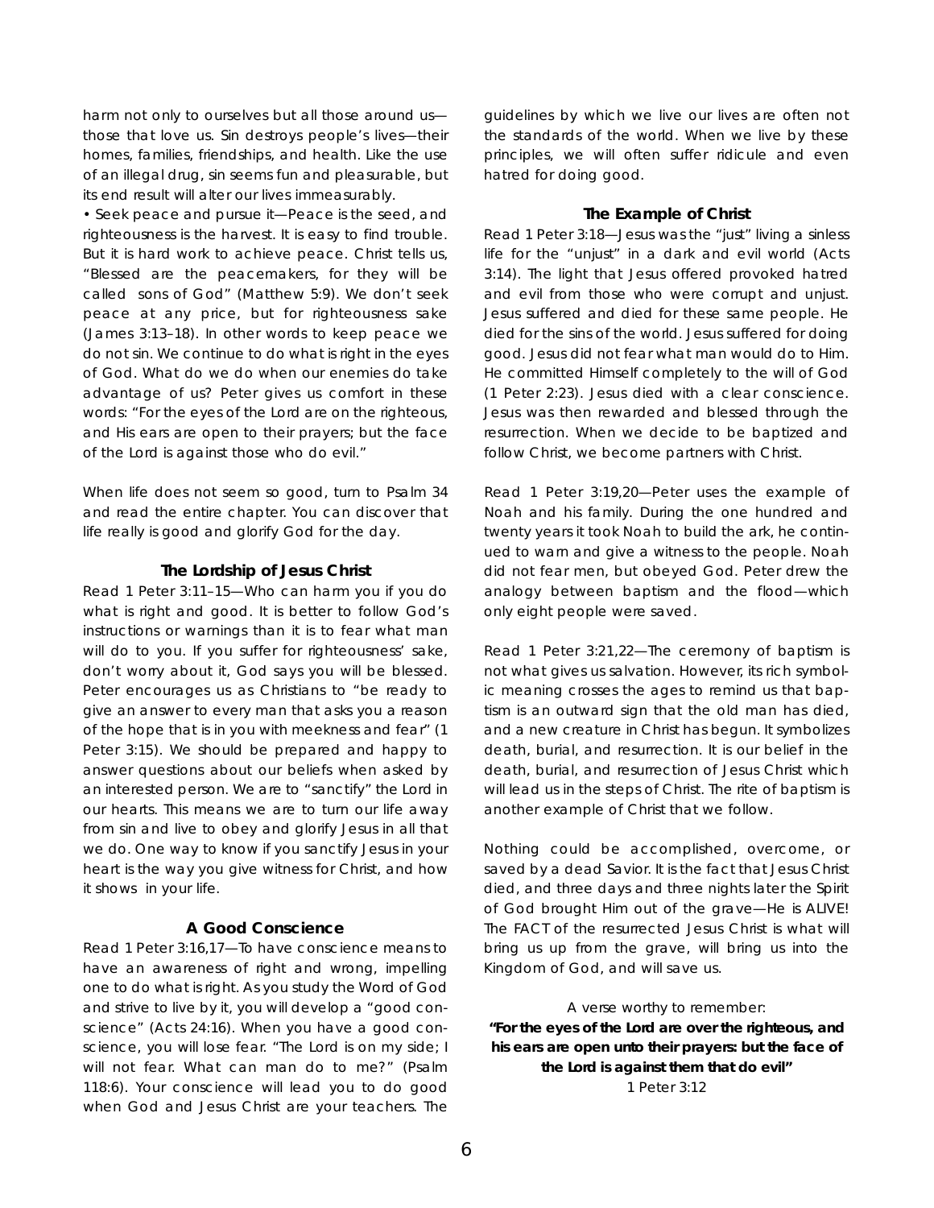harm not only to ourselves but all those around us—those that love us. Sin destroys people's lives—their homes, families, friendships, and health. Like the use of an illegal drug, sin seems fun and pleasurable, but its end result will alter our lives immeasurably.

• Seek peace and pursue it—Peace is the seed, and righteousness is the harvest. It is easy to find trouble. But it is hard work to achieve peace. Christ tells us, "Blessed are the peacemakers, for they will be called sons of God" (Matthew 5:9). We don't seek peace at any price, but for righteousness sake (James 3:13–18). In other words to keep peace we do not sin. We continue to do what is right in the eyes of God. What do we do when our enemies do take advantage of us? Peter gives us comfort in these words: "For the eyes of the Lord are on the righteous, and His ears are open to their prayers; but the face of the Lord is against those who do evil."

When life does not seem so good, turn to Psalm 34 and read the entire chapter. You can discover that life really is good and glorify God for the day.

### The Lordship of Jesus Christ

Read 1 Peter 3:11–15—Who can harm you if you do what is right and good. It is better to follow God's instructions or warnings than it is to fear what man will do to you. If you suffer for righteousness' sake, don't worry about it, God says you will be blessed. Peter encourages us as Christians to "be ready to give an answer to every man that asks you a reason of the hope that is in you with meekness and fear" (1 Peter 3:15). We should be prepared and happy to answer questions about our beliefs when asked by an interested person. We are to "sanctify" the Lord in our hearts. This means we are to turn our life away from sin and live to obey and glorify Jesus in all that we do. One way to know if you sanctify Jesus in your heart is the way you give witness for Christ, and how it shows in your life.

### A Good Conscience

Read 1 Peter 3:16,17—To have conscience means to have an awareness of right and wrong, impelling one to do what is right. As you study the Word of God and strive to live by it, you will develop a "good conscience" (Acts 24:16). When you have a good conscience, you will lose fear. "The Lord is on my side; I will not fear. What can man do to me?" (Psalm 118:6). Your conscience will lead you to do good when God and Jesus Christ are your teachers. The guidelines by which we live our lives are often not the standards of the world. When we live by these principles, we will often suffer ridicule and even hatred for doing good.

### The Example of Christ

Read 1 Peter 3:18—Jesus was the "just" living a sinless life for the "unjust" in a dark and evil world (Acts 3:14). The light that Jesus offered provoked hatred and evil from those who were corrupt and unjust. Jesus suffered and died for these same people. He died for the sins of the world. Jesus suffered for doing good. Jesus did not fear what man would do to Him. He committed Himself completely to the will of God (1 Peter 2:23). Jesus died with a clear conscience. Jesus was then rewarded and blessed through the resurrection. When we decide to be baptized and follow Christ, we become partners with Christ.

Read 1 Peter 3:19,20—Peter uses the example of Noah and his family. During the one hundred and twenty years it took Noah to build the ark, he continued to warn and give a witness to the people. Noah did not fear men, but obeyed God. Peter drew the analogy between baptism and the flood—which only eight people were saved.

Read 1 Peter 3:21,22—The ceremony of baptism is not what gives us salvation. However, its rich symbolic meaning crosses the ages to remind us that baptism is an outward sign that the old man has died, and a new creature in Christ has begun. It symbolizes death, burial, and resurrection. It is our belief in the death, burial, and resurrection of Jesus Christ which will lead us in the steps of Christ. The rite of baptism is another example of Christ that we follow.

Nothing could be accomplished, overcome, or saved by a dead Savior. It is the fact that Jesus Christ died, and three days and three nights later the Spirit of God brought Him out of the grave—He is ALIVE! The FACT of the resurrected Jesus Christ is what will bring us up from the grave, will bring us into the Kingdom of God, and will save us.

A verse worthy to remember:

**"For the eyes of the Lord are over the righteous, and his ears are open unto their prayers: but the face of the Lord is against them that do evil"**
1 Peter 3:12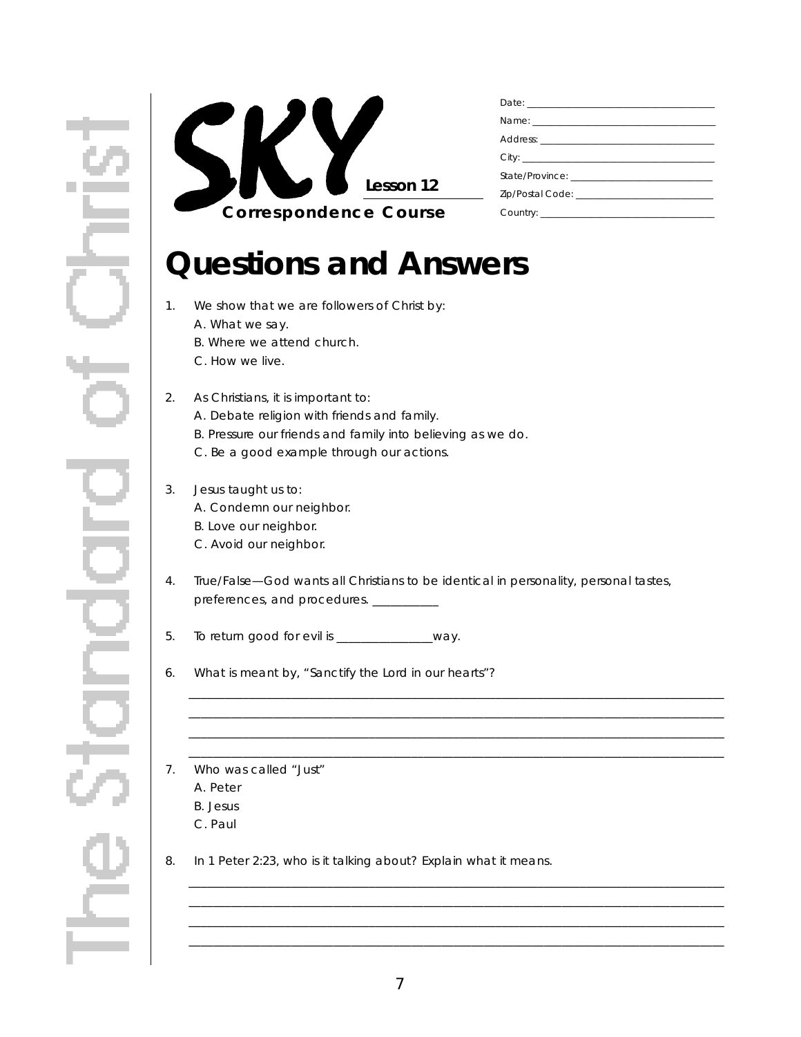SKY Lesson 12

Correspondence Course

Date: ____________________

Name: ____________________

Address: ____________________

City: ____________________

State/Province: ____________________

Zip/Postal Code: ____________________

Country: ____________________

# Questions and Answers

1. We show that we are followers of Christ by:
   A. What we say.
   B. Where we attend church.
   C. How we live.

2. As Christians, it is important to:
   A. Debate religion with friends and family.
   B. Pressure our friends and family into believing as we do.
   C. Be a good example through our actions.

3. Jesus taught us to:
   A. Condemn our neighbor.
   B. Love our neighbor.
   C. Avoid our neighbor.

4. True/False—God wants all Christians to be identical in personality, personal tastes, preferences, and procedures. ___________

5. To return good for evil is ________________way.

6. What is meant by, "Sanctify the Lord in our hearts"?

   ________________________________________________________________________________

   ________________________________________________________________________________

   ________________________________________________________________________________

   ________________________________________________________________________________

7. Who was called "Just"
   A. Peter
   B. Jesus
   C. Paul

8. In 1 Peter 2:23, who is it talking about? Explain what it means.

   ________________________________________________________________________________

   ________________________________________________________________________________

   ________________________________________________________________________________

   ________________________________________________________________________________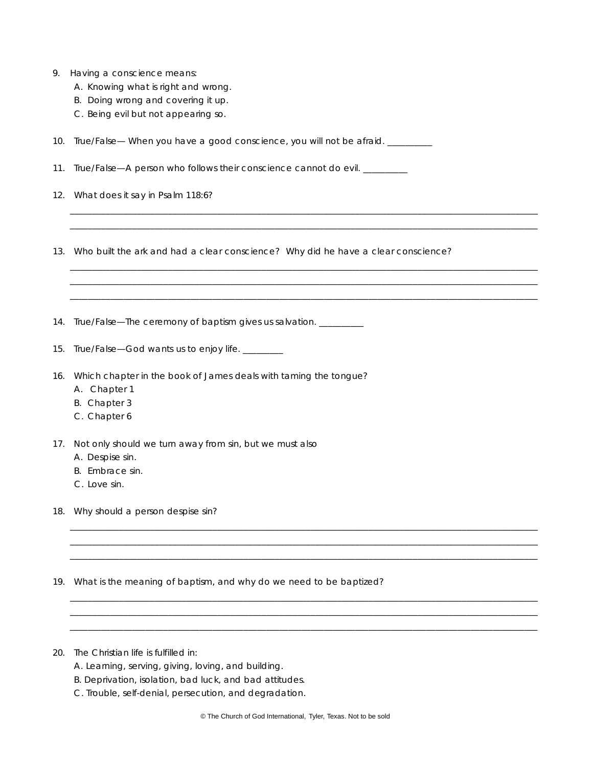9. Having a conscience means:
   A. Knowing what is right and wrong.
   B. Doing wrong and covering it up.
   C. Being evil but not appearing so.

10. True/False— When you have a good conscience, you will not be afraid. __________

11. True/False—A person who follows their conscience cannot do evil. __________

12. What does it say in Psalm 118:6?

_______________________________________________________________________________________________

_______________________________________________________________________________________________

13. Who built the ark and had a clear conscience? Why did he have a clear conscience?

_______________________________________________________________________________________________

_______________________________________________________________________________________________

_______________________________________________________________________________________________

14. True/False—The ceremony of baptism gives us salvation. __________

15. True/False—God wants us to enjoy life. _________

16. Which chapter in the book of James deals with taming the tongue?
   A. Chapter 1
   B. Chapter 3
   C. Chapter 6

17. Not only should we turn away from sin, but we must also
   A. Despise sin.
   B. Embrace sin.
   C. Love sin.

18. Why should a person despise sin?

_______________________________________________________________________________________________

_______________________________________________________________________________________________

_______________________________________________________________________________________________

19. What is the meaning of baptism, and why do we need to be baptized?

_______________________________________________________________________________________________

_______________________________________________________________________________________________

_______________________________________________________________________________________________

20. The Christian life is fulfilled in:
   A. Learning, serving, giving, loving, and building.
   B. Deprivation, isolation, bad luck, and bad attitudes.
   C. Trouble, self-denial, persecution, and degradation.

© The Church of God International, Tyler, Texas. Not to be sold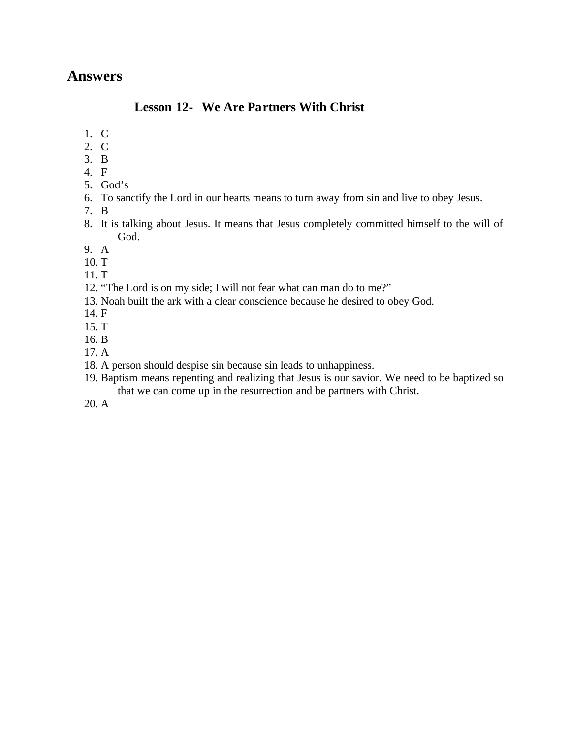# Answers

## Lesson 12- We Are Partners With Christ

1. C
2. C
3. B
4. F
5. God's
6. To sanctify the Lord in our hearts means to turn away from sin and live to obey Jesus.
7. B
8. It is talking about Jesus. It means that Jesus completely committed himself to the will of God.
9. A
10. T
11. T
12. "The Lord is on my side; I will not fear what can man do to me?"
13. Noah built the ark with a clear conscience because he desired to obey God.
14. F
15. T
16. B
17. A
18. A person should despise sin because sin leads to unhappiness.
19. Baptism means repenting and realizing that Jesus is our savior. We need to be baptized so that we can come up in the resurrection and be partners with Christ.
20. A